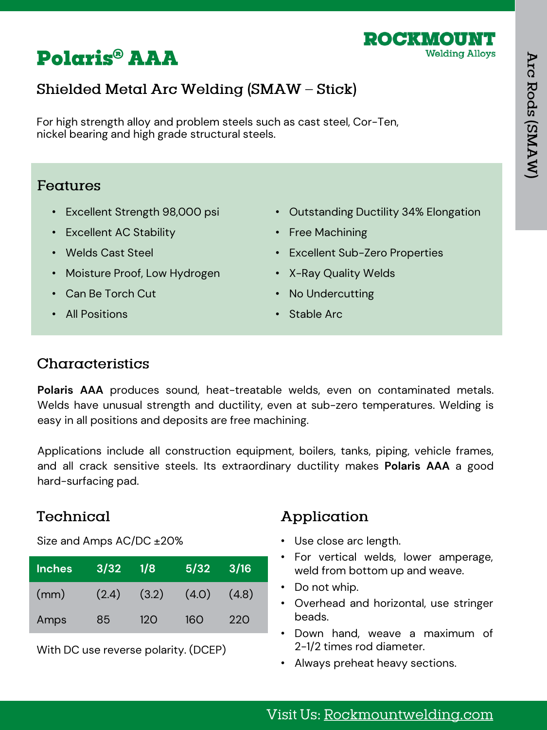# Polaris® AAA

ROCKMOUNT
Welding Alloys

## Shielded Metal Arc Welding (SMAW – Stick)

For high strength alloy and problem steels such as cast steel, Cor-Ten, nickel bearing and high grade structural steels.

### Features

- Excellent Strength 98,000 psi
- Excellent AC Stability
- Welds Cast Steel
- Moisture Proof, Low Hydrogen
- Can Be Torch Cut
- All Positions
- Outstanding Ductility 34% Elongation
- Free Machining
- Excellent Sub-Zero Properties
- X-Ray Quality Welds
- No Undercutting
- Stable Arc

### Characteristics

**Polaris AAA** produces sound, heat-treatable welds, even on contaminated metals. Welds have unusual strength and ductility, even at sub-zero temperatures. Welding is easy in all positions and deposits are free machining.

Applications include all construction equipment, boilers, tanks, piping, vehicle frames, and all crack sensitive steels. Its extraordinary ductility makes **Polaris AAA** a good hard-surfacing pad.

### Technical

Size and Amps AC/DC ±20%

| Inches | 3/32 | 1/8 | 5/32 | 3/16 |
|---|---|---|---|---|
| (mm) | (2.4) | (3.2) | (4.0) | (4.8) |
| Amps | 85 | 120 | 160 | 220 |

With DC use reverse polarity. (DCEP)

### Application

- Use close arc length.
- For vertical welds, lower amperage, weld from bottom up and weave.
- Do not whip.
- Overhead and horizontal, use stringer beads.
- Down hand, weave a maximum of 2-1/2 times rod diameter.
- Always preheat heavy sections.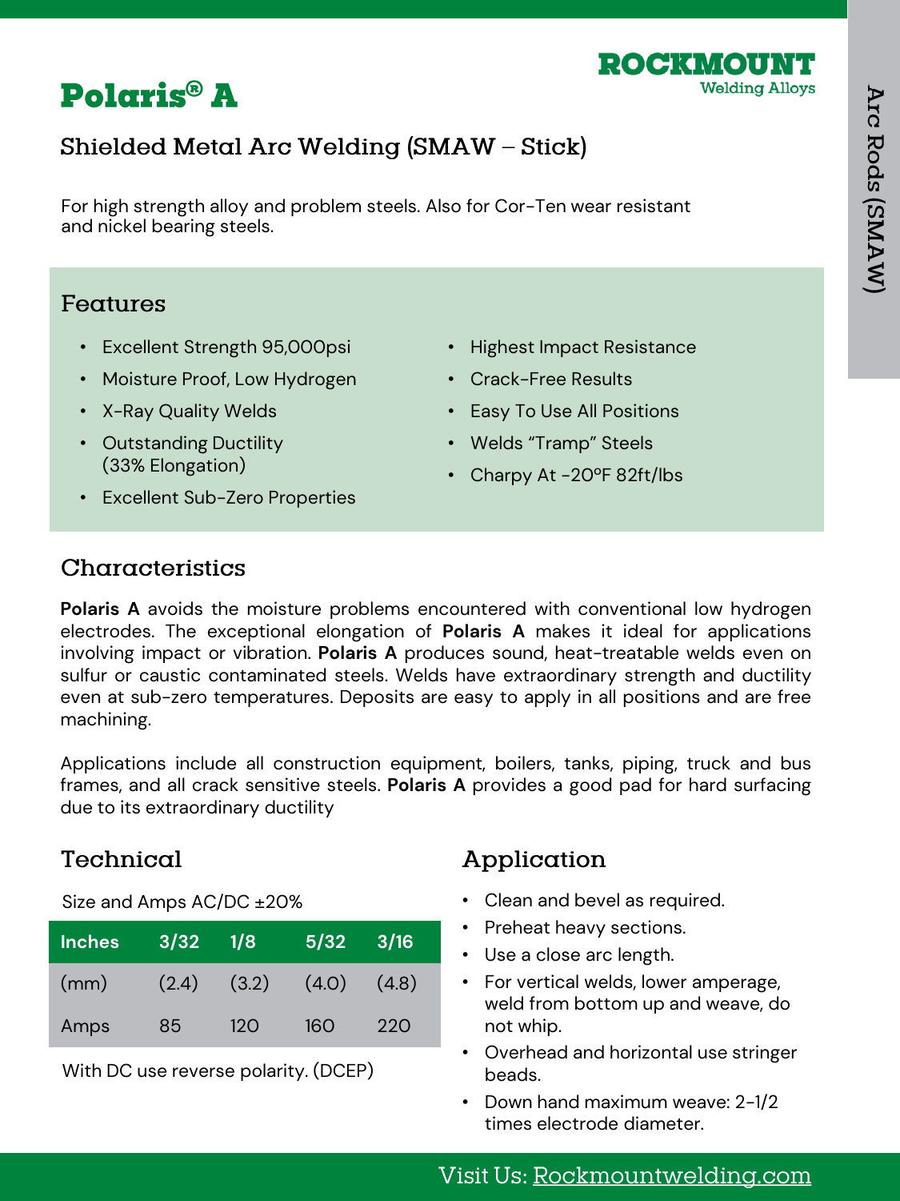# Polaris® A

ROCKMOUNT
Welding Alloys

Arc Rods (SMAW)

## Shielded Metal Arc Welding (SMAW – Stick)

For high strength alloy and problem steels. Also for Cor-Ten wear resistant and nickel bearing steels.

### Features

- Excellent Strength 95,000psi
- Moisture Proof, Low Hydrogen
- X-Ray Quality Welds
- Outstanding Ductility (33% Elongation)
- Excellent Sub-Zero Properties
- Highest Impact Resistance
- Crack-Free Results
- Easy To Use All Positions
- Welds "Tramp" Steels
- Charpy At -20°F 82ft/lbs

### Characteristics

**Polaris A** avoids the moisture problems encountered with conventional low hydrogen electrodes. The exceptional elongation of **Polaris A** makes it ideal for applications involving impact or vibration. **Polaris A** produces sound, heat-treatable welds even on sulfur or caustic contaminated steels. Welds have extraordinary strength and ductility even at sub-zero temperatures. Deposits are easy to apply in all positions and are free machining.

Applications include all construction equipment, boilers, tanks, piping, truck and bus frames, and all crack sensitive steels. **Polaris A** provides a good pad for hard surfacing due to its extraordinary ductility

### Technical

Size and Amps AC/DC ±20%

| Inches | 3/32 | 1/8 | 5/32 | 3/16 |
|---|---|---|---|---|
| (mm) | (2.4) | (3.2) | (4.0) | (4.8) |
| Amps | 85 | 120 | 160 | 220 |

With DC use reverse polarity. (DCEP)

### Application

- Clean and bevel as required.
- Preheat heavy sections.
- Use a close arc length.
- For vertical welds, lower amperage, weld from bottom up and weave, do not whip.
- Overhead and horizontal use stringer beads.
- Down hand maximum weave: 2-1/2 times electrode diameter.

Visit Us: Rockmountwelding.com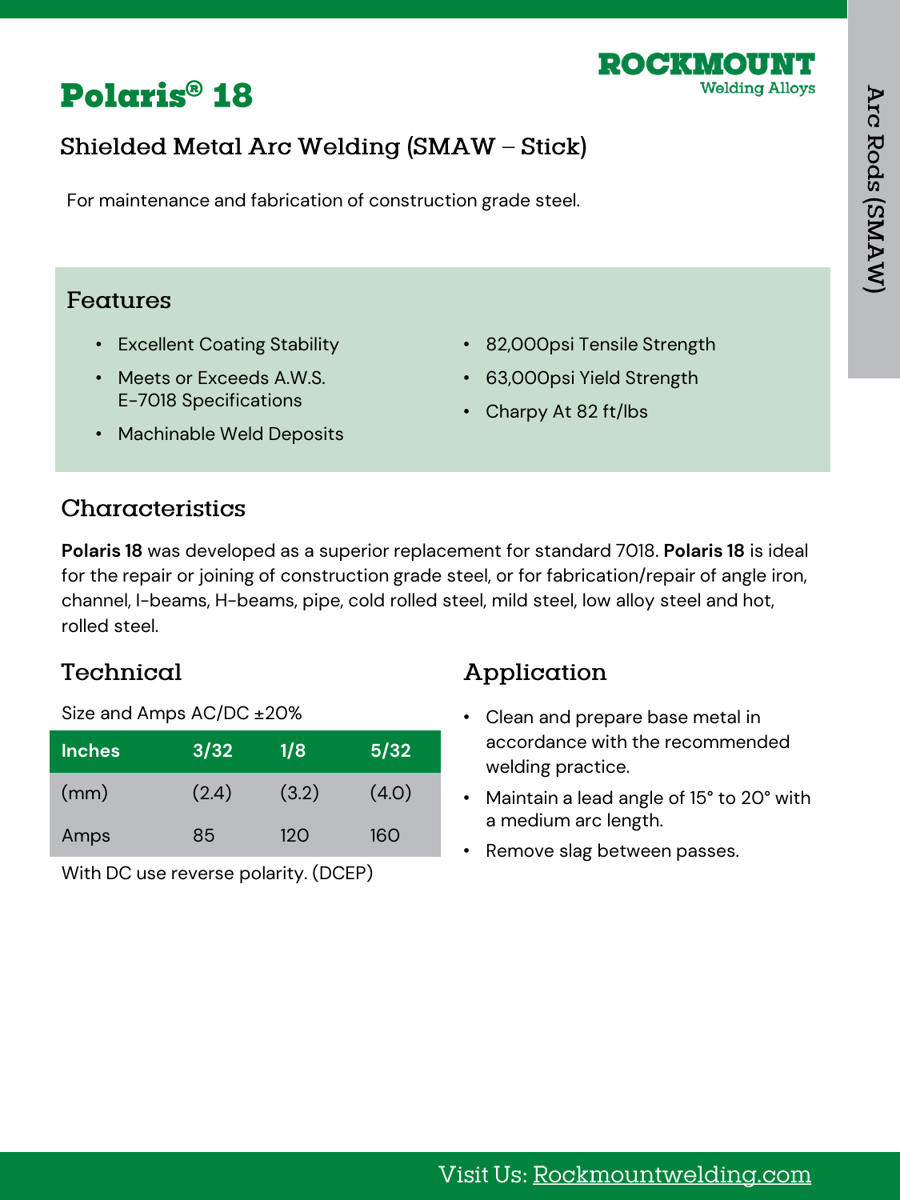# Polaris® 18

ROCKMOUNT Welding Alloys

## Shielded Metal Arc Welding (SMAW – Stick)

For maintenance and fabrication of construction grade steel.

### Features

- Excellent Coating Stability
- Meets or Exceeds A.W.S. E-7018 Specifications
- Machinable Weld Deposits
- 82,000psi Tensile Strength
- 63,000psi Yield Strength
- Charpy At 82 ft/lbs

### Characteristics

**Polaris 18** was developed as a superior replacement for standard 7018. **Polaris 18** is ideal for the repair or joining of construction grade steel, or for fabrication/repair of angle iron, channel, I-beams, H-beams, pipe, cold rolled steel, mild steel, low alloy steel and hot, rolled steel.

### Technical

Size and Amps AC/DC ±20%

| Inches | 3/32 | 1/8 | 5/32 |
|---|---|---|---|
| (mm) | (2.4) | (3.2) | (4.0) |
| Amps | 85 | 120 | 160 |

With DC use reverse polarity. (DCEP)

### Application

- Clean and prepare base metal in accordance with the recommended welding practice.
- Maintain a lead angle of 15° to 20° with a medium arc length.
- Remove slag between passes.

Visit Us: Rockmountwelding.com